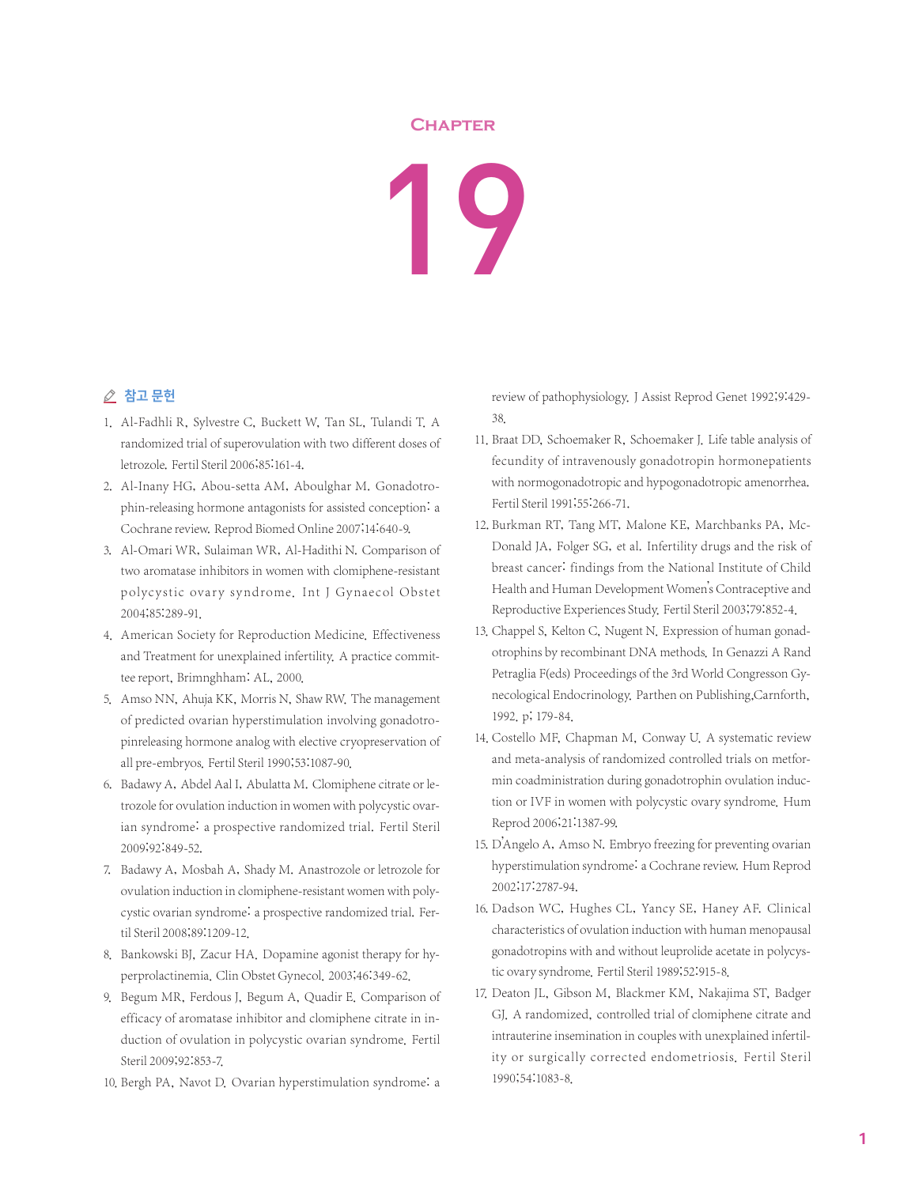# Chapter 19

## 참고 문헌

1. Al-Fadhli R, Sylvestre C, Buckett W, Tan SL, Tulandi T. A randomized trial of superovulation with two different doses of letrozole. Fertil Steril 2006;85:161-4.
2. Al-Inany HG, Abou-setta AM, Aboulghar M. Gonadotrophin-releasing hormone antagonists for assisted conception: a Cochrane review. Reprod Biomed Online 2007;14:640-9.
3. Al-Omari WR, Sulaiman WR, Al-Hadithi N. Comparison of two aromatase inhibitors in women with clomiphene-resistant polycystic ovary syndrome. Int J Gynaecol Obstet 2004;85:289-91.
4. American Society for Reproduction Medicine. Effectiveness and Treatment for unexplained infertility. A practice committee report. Brimnghham: AL, 2000.
5. Amso NN, Ahuja KK, Morris N, Shaw RW. The management of predicted ovarian hyperstimulation involving gonadotropinreleasing hormone analog with elective cryopreservation of all pre-embryos. Fertil Steril 1990;53:1087-90.
6. Badawy A, Abdel Aal I, Abulatta M. Clomiphene citrate or letrozole for ovulation induction in women with polycystic ovarian syndrome: a prospective randomized trial. Fertil Steril 2009;92:849-52.
7. Badawy A, Mosbah A, Shady M. Anastrozole or letrozole for ovulation induction in clomiphene-resistant women with polycystic ovarian syndrome: a prospective randomized trial. Fertil Steril 2008;89:1209-12.
8. Bankowski BJ, Zacur HA. Dopamine agonist therapy for hyperprolactinemia. Clin Obstet Gynecol. 2003;46:349-62.
9. Begum MR, Ferdous J, Begum A, Quadir E. Comparison of efficacy of aromatase inhibitor and clomiphene citrate in induction of ovulation in polycystic ovarian syndrome. Fertil Steril 2009;92:853-7.
10. Bergh PA, Navot D. Ovarian hyperstimulation syndrome: a review of pathophysiology. J Assist Reprod Genet 1992;9:429-38.
11. Braat DD, Schoemaker R, Schoemaker J. Life table analysis of fecundity of intravenously gonadotropin hormonepatients with normogonadotropic and hypogonadotropic amenorrhea. Fertil Steril 1991;55:266-71.
12. Burkman RT, Tang MT, Malone KE, Marchbanks PA, McDonald JA, Folger SG, et al. Infertility drugs and the risk of breast cancer: findings from the National Institute of Child Health and Human Development Women's Contraceptive and Reproductive Experiences Study. Fertil Steril 2003;79:852-4.
13. Chappel S, Kelton C, Nugent N. Expression of human gonadotrophins by recombinant DNA methods. In Genazzi A Rand Petraglia F(eds) Proceedings of the 3rd World Congresson Gynecological Endocrinology. Parthen on Publishing,Carnforth, 1992. p; 179-84.
14. Costello MF, Chapman M, Conway U. A systematic review and meta-analysis of randomized controlled trials on metformin coadministration during gonadotrophin ovulation induction or IVF in women with polycystic ovary syndrome. Hum Reprod 2006;21:1387-99.
15. D'Angelo A, Amso N. Embryo freezing for preventing ovarian hyperstimulation syndrome: a Cochrane review. Hum Reprod 2002;17:2787-94.
16. Dadson WC, Hughes CL, Yancy SE, Haney AF. Clinical characteristics of ovulation induction with human menopausal gonadotropins with and without leuprolide acetate in polycystic ovary syndrome. Fertil Steril 1989;52:915-8.
17. Deaton JL, Gibson M, Blackmer KM, Nakajima ST, Badger GJ. A randomized, controlled trial of clomiphene citrate and intrauterine insemination in couples with unexplained infertility or surgically corrected endometriosis. Fertil Steril 1990;54:1083-8.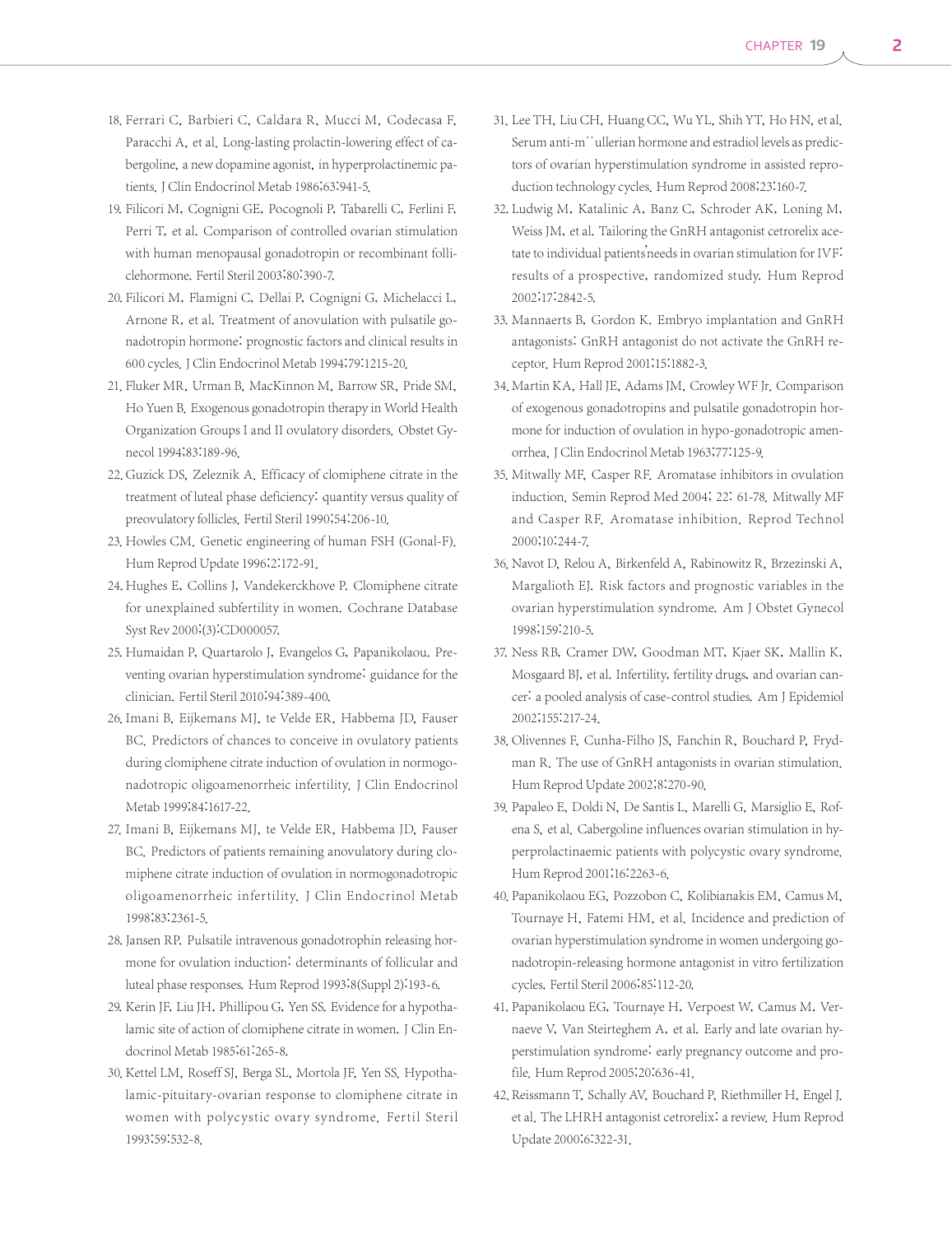18. Ferrari C, Barbieri C, Caldara R, Mucci M, Codecasa F, Paracchi A, et al. Long-lasting prolactin-lowering effect of cabergoline, a new dopamine agonist, in hyperprolactinemic patients. J Clin Endocrinol Metab 1986;63:941-5.
19. Filicori M, Cognigni GE, Pocognoli P, Tabarelli C, Ferlini F, Perri T, et al. Comparison of controlled ovarian stimulation with human menopausal gonadotropin or recombinant folliclehormone. Fertil Steril 2003;80:390-7.
20. Filicori M, Flamigni C, Dellai P, Cognigni G, Michelacci L, Arnone R, et al. Treatment of anovulation with pulsatile gonadotropin hormone: prognostic factors and clinical results in 600 cycles. J Clin Endocrinol Metab 1994;79:1215-20.
21. Fluker MR, Urman B, MacKinnon M, Barrow SR, Pride SM, Ho Yuen B. Exogenous gonadotropin therapy in World Health Organization Groups I and II ovulatory disorders. Obstet Gynecol 1994;83:189-96.
22. Guzick DS, Zeleznik A. Efficacy of clomiphene citrate in the treatment of luteal phase deficiency: quantity versus quality of preovulatory follicles. Fertil Steril 1990;54:206-10.
23. Howles CM. Genetic engineering of human FSH (Gonal-F). Hum Reprod Update 1996;2:172-91.
24. Hughes E, Collins J, Vandekerckhove P. Clomiphene citrate for unexplained subfertility in women. Cochrane Database Syst Rev 2000;(3):CD000057.
25. Humaidan P, Quartarolo J, Evangelos G, Papanikolaou. Preventing ovarian hyperstimulation syndrome: guidance for the clinician. Fertil Steril 2010;94:389-400.
26. Imani B, Eijkemans MJ, te Velde ER, Habbema JD, Fauser BC. Predictors of chances to conceive in ovulatory patients during clomiphene citrate induction of ovulation in normogonadotropic oligoamenorrheic infertility. J Clin Endocrinol Metab 1999;84:1617-22.
27. Imani B, Eijkemans MJ, te Velde ER, Habbema JD, Fauser BC. Predictors of patients remaining anovulatory during clomiphene citrate induction of ovulation in normogonadotropic oligoamenorrheic infertility. J Clin Endocrinol Metab 1998;83:2361-5.
28. Jansen RP. Pulsatile intravenous gonadotrophin releasing hormone for ovulation induction: determinants of follicular and luteal phase responses. Hum Reprod 1993;8(Suppl 2):193-6.
29. Kerin JF, Liu JH, Phillipou G, Yen SS. Evidence for a hypothalamic site of action of clomiphene citrate in women. J Clin Endocrinol Metab 1985;61:265-8.
30. Kettel LM, Roseff SJ, Berga SL, Mortola JF, Yen SS. Hypothalamic-pituitary-ovarian response to clomiphene citrate in women with polycystic ovary syndrome. Fertil Steril 1993;59:532-8.
31. Lee TH, Liu CH, Huang CC, Wu YL, Shih YT, Ho HN, et al. Serum anti-m¨ullerian hormone and estradiol levels as predictors of ovarian hyperstimulation syndrome in assisted reproduction technology cycles. Hum Reprod 2008;23:160-7.
32. Ludwig M, Katalinic A, Banz C, Schroder AK, Loning M, Weiss JM, et al. Tailoring the GnRH antagonist cetrorelix acetate to individual patients' needs in ovarian stimulation for IVF: results of a prospective, randomized study. Hum Reprod 2002;17:2842-5.
33. Mannaerts B, Gordon K. Embryo implantation and GnRH antagonists: GnRH antagonist do not activate the GnRH receptor. Hum Reprod 2001;15:1882-3.
34. Martin KA, Hall JE, Adams JM, Crowley WF Jr. Comparison of exogenous gonadotropins and pulsatile gonadotropin hormone for induction of ovulation in hypo-gonadotropic amenorrhea. J Clin Endocrinol Metab 1963;77:125-9.
35. Mitwally MF, Casper RF. Aromatase inhibitors in ovulation induction. Semin Reprod Med 2004; 22: 61-78. Mitwally MF and Casper RF. Aromatase inhibition. Reprod Technol 2000;10:244-7.
36. Navot D, Relou A, Birkenfeld A, Rabinowitz R, Brzezinski A, Margalioth EJ. Risk factors and prognostic variables in the ovarian hyperstimulation syndrome. Am J Obstet Gynecol 1998;159:210-5.
37. Ness RB, Cramer DW, Goodman MT, Kjaer SK, Mallin K, Mosgaard BJ, et al. Infertility, fertility drugs, and ovarian cancer: a pooled analysis of case-control studies. Am J Epidemiol 2002;155:217-24.
38. Olivennes F, Cunha-Filho JS, Fanchin R, Bouchard P, Frydman R. The use of GnRH antagonists in ovarian stimulation. Hum Reprod Update 2002;8:270-90.
39. Papaleo E, Doldi N, De Santis L, Marelli G, Marsiglio E, Rofena S, et al. Cabergoline influences ovarian stimulation in hyperprolactinaemic patients with polycystic ovary syndrome. Hum Reprod 2001;16:2263-6.
40. Papanikolaou EG, Pozzobon C, Kolibianakis EM, Camus M, Tournaye H, Fatemi HM, et al. Incidence and prediction of ovarian hyperstimulation syndrome in women undergoing gonadotropin-releasing hormone antagonist in vitro fertilization cycles. Fertil Steril 2006;85:112-20.
41. Papanikolaou EG, Tournaye H, Verpoest W, Camus M, Vernaeve V, Van Steirteghem A, et al. Early and late ovarian hyperstimulation syndrome: early pregnancy outcome and profile. Hum Reprod 2005;20:636-41.
42. Reissmann T, Schally AV, Bouchard P, Riethmiller H, Engel J, et al. The LHRH antagonist cetrorelix: a review. Hum Reprod Update 2000;6:322-31.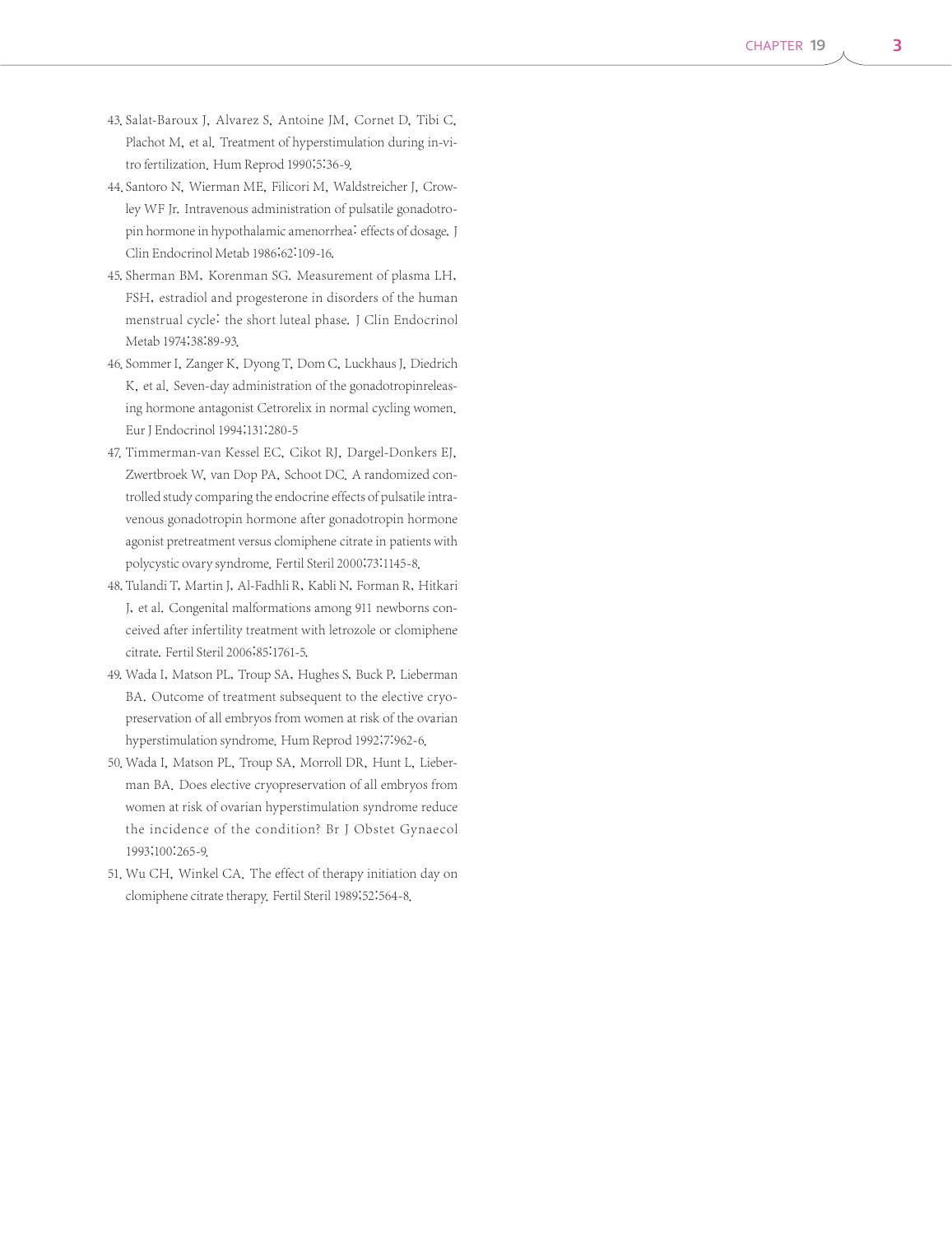43. Salat-Baroux J, Alvarez S, Antoine JM, Cornet D, Tibi C, Plachot M, et al. Treatment of hyperstimulation during in-vitro fertilization. Hum Reprod 1990;5:36-9.
44. Santoro N, Wierman ME, Filicori M, Waldstreicher J, Crowley WF Jr. Intravenous administration of pulsatile gonadotropin hormone in hypothalamic amenorrhea: effects of dosage. J Clin Endocrinol Metab 1986;62:109-16.
45. Sherman BM, Korenman SG. Measurement of plasma LH, FSH, estradiol and progesterone in disorders of the human menstrual cycle: the short luteal phase. J Clin Endocrinol Metab 1974;38:89-93.
46. Sommer I, Zanger K, Dyong T, Dom C, Luckhaus J, Diedrich K, et al. Seven-day administration of the gonadotropinreleasing hormone antagonist Cetrorelix in normal cycling women. Eur J Endocrinol 1994;131:280-5
47. Timmerman-van Kessel EC, Cikot RJ, Dargel-Donkers EJ, Zwertbroek W, van Dop PA, Schoot DC. A randomized controlled study comparing the endocrine effects of pulsatile intravenous gonadotropin hormone after gonadotropin hormone agonist pretreatment versus clomiphene citrate in patients with polycystic ovary syndrome. Fertil Steril 2000;73:1145-8.
48. Tulandi T, Martin J, Al-Fadhli R, Kabli N, Forman R, Hitkari J, et al. Congenital malformations among 911 newborns conceived after infertility treatment with letrozole or clomiphene citrate. Fertil Steril 2006;85:1761-5.
49. Wada I, Matson PL, Troup SA, Hughes S, Buck P, Lieberman BA. Outcome of treatment subsequent to the elective cryopreservation of all embryos from women at risk of the ovarian hyperstimulation syndrome. Hum Reprod 1992;7:962-6.
50. Wada I, Matson PL, Troup SA, Morroll DR, Hunt L, Lieberman BA. Does elective cryopreservation of all embryos from women at risk of ovarian hyperstimulation syndrome reduce the incidence of the condition? Br J Obstet Gynaecol 1993;100:265-9.
51. Wu CH, Winkel CA. The effect of therapy initiation day on clomiphene citrate therapy. Fertil Steril 1989;52:564-8.